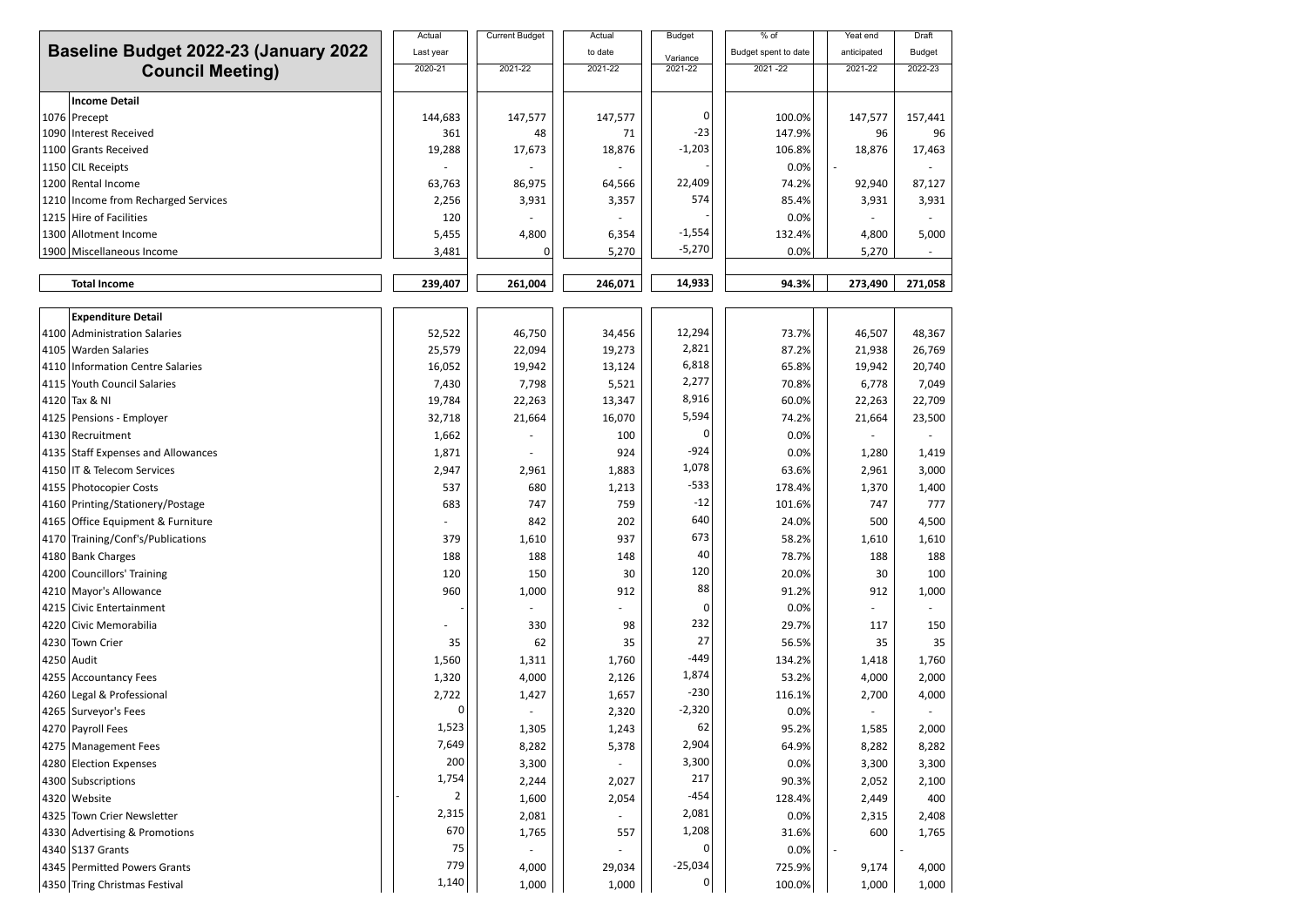# Baseline Budget 2022-23 (January 2022 Council Meeting)

| Code | Item | Actual Last year 2020-21 | Current Budget 2021-22 | Actual to date 2021-22 | Budget Variance 2021-22 | % of Budget spent to date 2021 -22 | Yeat end anticipated 2021-22 | Draft Budget 2022-23 |
|---|---|---|---|---|---|---|---|---|
| | **Income Detail** | | | | | | | |
| 1076 | Precept | 144,683 | 147,577 | 147,577 | 0 | 100.0% | 147,577 | 157,441 |
| 1090 | Interest Received | 361 | 48 | 71 | -23 | 147.9% | 96 | 96 |
| 1100 | Grants Received | 19,288 | 17,673 | 18,876 | -1,203 | 106.8% | 18,876 | 17,463 |
| 1150 | CIL Receipts | - | - | - | - | 0.0% | - | - |
| 1200 | Rental Income | 63,763 | 86,975 | 64,566 | 22,409 | 74.2% | 92,940 | 87,127 |
| 1210 | Income from Recharged Services | 2,256 | 3,931 | 3,357 | 574 | 85.4% | 3,931 | 3,931 |
| 1215 | Hire of Facilities | 120 | - | - | - | 0.0% | - | - |
| 1300 | Allotment Income | 5,455 | 4,800 | 6,354 | -1,554 | 132.4% | 4,800 | 5,000 |
| 1900 | Miscellaneous Income | 3,481 | 0 | 5,270 | -5,270 | 0.0% | 5,270 | - |
| | **Total Income** | **239,407** | **261,004** | **246,071** | **14,933** | **94.3%** | **273,490** | **271,058** |
| | **Expenditure Detail** | | | | | | | |
| 4100 | Administration Salaries | 52,522 | 46,750 | 34,456 | 12,294 | 73.7% | 46,507 | 48,367 |
| 4105 | Warden Salaries | 25,579 | 22,094 | 19,273 | 2,821 | 87.2% | 21,938 | 26,769 |
| 4110 | Information Centre Salaries | 16,052 | 19,942 | 13,124 | 6,818 | 65.8% | 19,942 | 20,740 |
| 4115 | Youth Council Salaries | 7,430 | 7,798 | 5,521 | 2,277 | 70.8% | 6,778 | 7,049 |
| 4120 | Tax & NI | 19,784 | 22,263 | 13,347 | 8,916 | 60.0% | 22,263 | 22,709 |
| 4125 | Pensions - Employer | 32,718 | 21,664 | 16,070 | 5,594 | 74.2% | 21,664 | 23,500 |
| 4130 | Recruitment | 1,662 | - | 100 | 0 | 0.0% | - | - |
| 4135 | Staff Expenses and Allowances | 1,871 | - | 924 | -924 | 0.0% | 1,280 | 1,419 |
| 4150 | IT & Telecom Services | 2,947 | 2,961 | 1,883 | 1,078 | 63.6% | 2,961 | 3,000 |
| 4155 | Photocopier Costs | 537 | 680 | 1,213 | -533 | 178.4% | 1,370 | 1,400 |
| 4160 | Printing/Stationery/Postage | 683 | 747 | 759 | -12 | 101.6% | 747 | 777 |
| 4165 | Office Equipment & Furniture | - | 842 | 202 | 640 | 24.0% | 500 | 4,500 |
| 4170 | Training/Conf's/Publications | 379 | 1,610 | 937 | 673 | 58.2% | 1,610 | 1,610 |
| 4180 | Bank Charges | 188 | 188 | 148 | 40 | 78.7% | 188 | 188 |
| 4200 | Councillors' Training | 120 | 150 | 30 | 120 | 20.0% | 30 | 100 |
| 4210 | Mayor's Allowance | 960 | 1,000 | 912 | 88 | 91.2% | 912 | 1,000 |
| 4215 | Civic Entertainment | - | - | - | 0 | 0.0% | - | - |
| 4220 | Civic Memorabilia | - | 330 | 98 | 232 | 29.7% | 117 | 150 |
| 4230 | Town Crier | 35 | 62 | 35 | 27 | 56.5% | 35 | 35 |
| 4250 | Audit | 1,560 | 1,311 | 1,760 | -449 | 134.2% | 1,418 | 1,760 |
| 4255 | Accountancy Fees | 1,320 | 4,000 | 2,126 | 1,874 | 53.2% | 4,000 | 2,000 |
| 4260 | Legal & Professional | 2,722 | 1,427 | 1,657 | -230 | 116.1% | 2,700 | 4,000 |
| 4265 | Surveyor's Fees | 0 | - | 2,320 | -2,320 | 0.0% | - | - |
| 4270 | Payroll Fees | 1,523 | 1,305 | 1,243 | 62 | 95.2% | 1,585 | 2,000 |
| 4275 | Management Fees | 7,649 | 8,282 | 5,378 | 2,904 | 64.9% | 8,282 | 8,282 |
| 4280 | Election Expenses | 200 | 3,300 | - | 3,300 | 0.0% | 3,300 | 3,300 |
| 4300 | Subscriptions | 1,754 | 2,244 | 2,027 | 217 | 90.3% | 2,052 | 2,100 |
| 4320 | Website | - 2 | 1,600 | 2,054 | -454 | 128.4% | 2,449 | 400 |
| 4325 | Town Crier Newsletter | 2,315 | 2,081 | - | 2,081 | 0.0% | 2,315 | 2,408 |
| 4330 | Advertising & Promotions | 670 | 1,765 | 557 | 1,208 | 31.6% | 600 | 1,765 |
| 4340 | S137 Grants | 75 | - | - | 0 | 0.0% | - | - |
| 4345 | Permitted Powers Grants | 779 | 4,000 | 29,034 | -25,034 | 725.9% | 9,174 | 4,000 |
| 4350 | Tring Christmas Festival | 1,140 | 1,000 | 1,000 | 0 | 100.0% | 1,000 | 1,000 |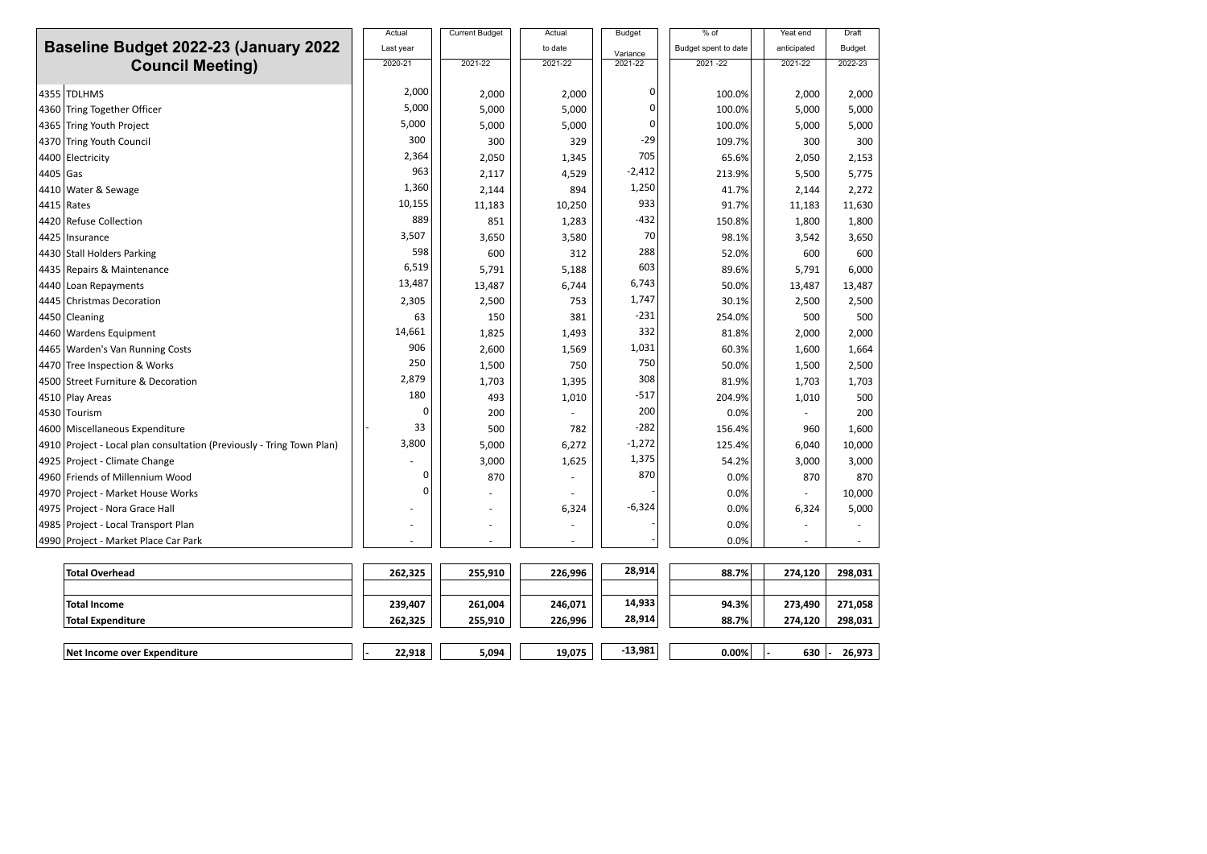# Baseline Budget 2022-23 (January 2022 Council Meeting)

| | | Actual Last year 2020-21 | Current Budget 2021-22 | Actual to date 2021-22 | Budget Variance 2021-22 | % of Budget spent to date 2021 -22 | Yeat end anticipated 2021-22 | Draft Budget 2022-23 |
|---|---|---|---|---|---|---|---|---|
| 4355 | TDLHMS | 2,000 | 2,000 | 2,000 | 0 | 100.0% | 2,000 | 2,000 |
| 4360 | Tring Together Officer | 5,000 | 5,000 | 5,000 | 0 | 100.0% | 5,000 | 5,000 |
| 4365 | Tring Youth Project | 5,000 | 5,000 | 5,000 | 0 | 100.0% | 5,000 | 5,000 |
| 4370 | Tring Youth Council | 300 | 300 | 329 | -29 | 109.7% | 300 | 300 |
| 4400 | Electricity | 2,364 | 2,050 | 1,345 | 705 | 65.6% | 2,050 | 2,153 |
| 4405 | Gas | 963 | 2,117 | 4,529 | -2,412 | 213.9% | 5,500 | 5,775 |
| 4410 | Water & Sewage | 1,360 | 2,144 | 894 | 1,250 | 41.7% | 2,144 | 2,272 |
| 4415 | Rates | 10,155 | 11,183 | 10,250 | 933 | 91.7% | 11,183 | 11,630 |
| 4420 | Refuse Collection | 889 | 851 | 1,283 | -432 | 150.8% | 1,800 | 1,800 |
| 4425 | Insurance | 3,507 | 3,650 | 3,580 | 70 | 98.1% | 3,542 | 3,650 |
| 4430 | Stall Holders Parking | 598 | 600 | 312 | 288 | 52.0% | 600 | 600 |
| 4435 | Repairs & Maintenance | 6,519 | 5,791 | 5,188 | 603 | 89.6% | 5,791 | 6,000 |
| 4440 | Loan Repayments | 13,487 | 13,487 | 6,744 | 6,743 | 50.0% | 13,487 | 13,487 |
| 4445 | Christmas Decoration | 2,305 | 2,500 | 753 | 1,747 | 30.1% | 2,500 | 2,500 |
| 4450 | Cleaning | 63 | 150 | 381 | -231 | 254.0% | 500 | 500 |
| 4460 | Wardens Equipment | 14,661 | 1,825 | 1,493 | 332 | 81.8% | 2,000 | 2,000 |
| 4465 | Warden's Van Running Costs | 906 | 2,600 | 1,569 | 1,031 | 60.3% | 1,600 | 1,664 |
| 4470 | Tree Inspection & Works | 250 | 1,500 | 750 | 750 | 50.0% | 1,500 | 2,500 |
| 4500 | Street Furniture & Decoration | 2,879 | 1,703 | 1,395 | 308 | 81.9% | 1,703 | 1,703 |
| 4510 | Play Areas | 180 | 493 | 1,010 | -517 | 204.9% | 1,010 | 500 |
| 4530 | Tourism | 0 | 200 | - | 200 | 0.0% | - | 200 |
| 4600 | Miscellaneous Expenditure | - 33 | 500 | 782 | -282 | 156.4% | 960 | 1,600 |
| 4910 | Project - Local plan consultation (Previously - Tring Town Plan) | 3,800 | 5,000 | 6,272 | -1,272 | 125.4% | 6,040 | 10,000 |
| 4925 | Project - Climate Change | - | 3,000 | 1,625 | 1,375 | 54.2% | 3,000 | 3,000 |
| 4960 | Friends of Millennium Wood | 0 | 870 | - | 870 | 0.0% | 870 | 870 |
| 4970 | Project - Market House Works | 0 | - | - | - | 0.0% | - | 10,000 |
| 4975 | Project - Nora Grace Hall | - | - | 6,324 | -6,324 | 0.0% | 6,324 | 5,000 |
| 4985 | Project - Local Transport Plan | - | - | - | - | 0.0% | - | - |
| 4990 | Project - Market Place Car Park | - | - | - | - | 0.0% | - | - |
| | **Total Overhead** | **262,325** | **255,910** | **226,996** | **28,914** | **88.7%** | **274,120** | **298,031** |
| | **Total Income** | **239,407** | **261,004** | **246,071** | **14,933** | **94.3%** | **273,490** | **271,058** |
| | **Total Expenditure** | **262,325** | **255,910** | **226,996** | **28,914** | **88.7%** | **274,120** | **298,031** |
| | **Net Income over Expenditure** | **- 22,918** | **5,094** | **19,075** | **-13,981** | **0.00%** | **- 630** | **- 26,973** |